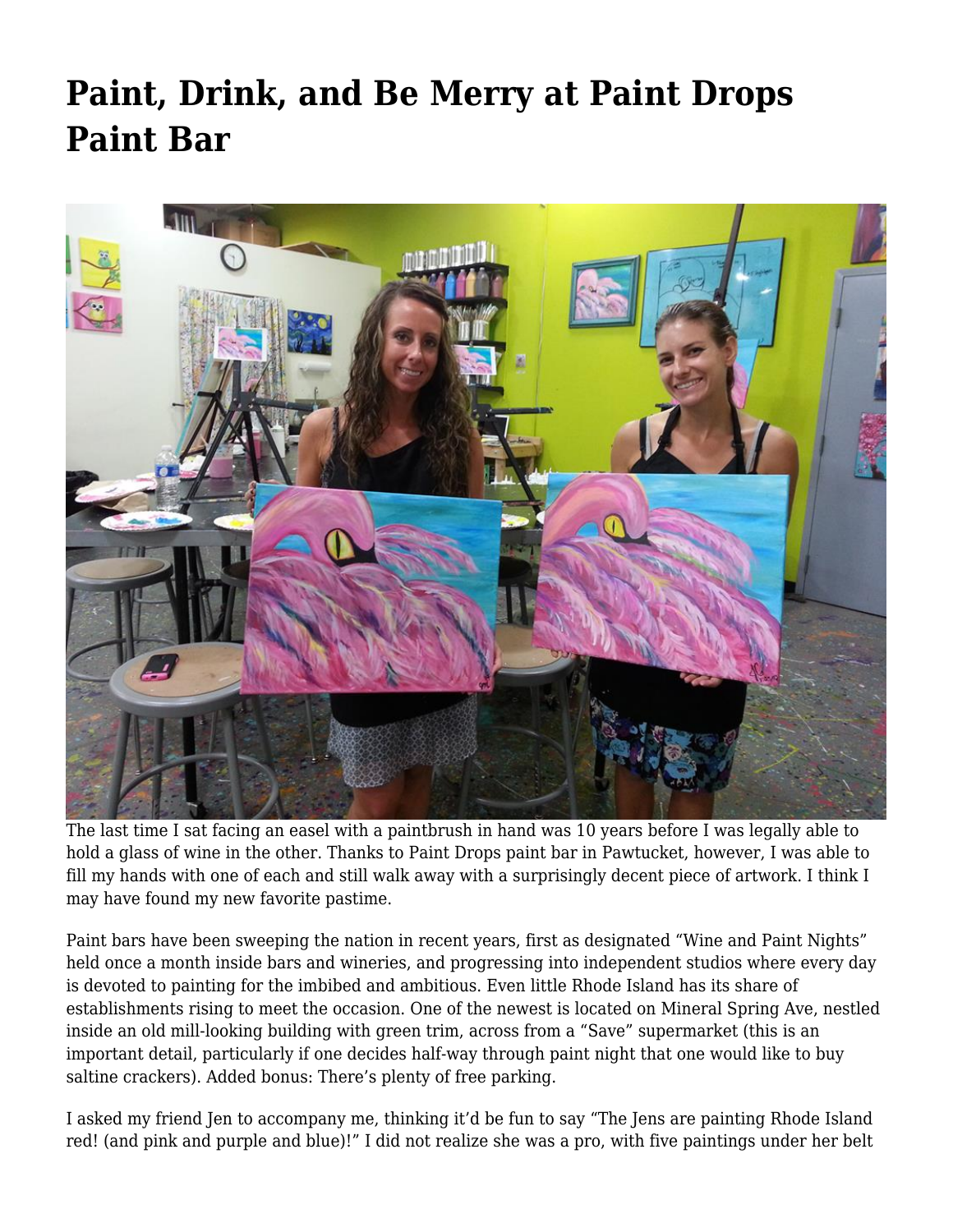# Paint, Drink, and Be Merry at Paint Drops Paint Bar

The last time I sat facing an easel with a paintbrush in hand was 10 years before I was legally able to hold a glass of wine in the other. Thanks to Paint Drops paint bar in Pawtucket, however, I was able to fill my hands with one of each and still walk away with a surprisingly decent piece of artwork. I think I may have found my new favorite pastime.

Paint bars have been sweeping the nation in recent years, first as designated "Wine and Paint Nights" held once a month inside bars and wineries, and progressing into independent studios where every day is devoted to painting for the imbibed and ambitious. Even little Rhode Island has its share of establishments rising to meet the occasion. One of the newest is located on Mineral Spring Ave, nestled inside an old mill-looking building with green trim, across from a "Save" supermarket (this is an important detail, particularly if one decides half-way through paint night that one would like to buy saltine crackers). Added bonus: There's plenty of free parking.

I asked my friend Jen to accompany me, thinking it'd be fun to say "The Jens are painting Rhode Island red! (and pink and purple and blue)!" I did not realize she was a pro, with five paintings under her belt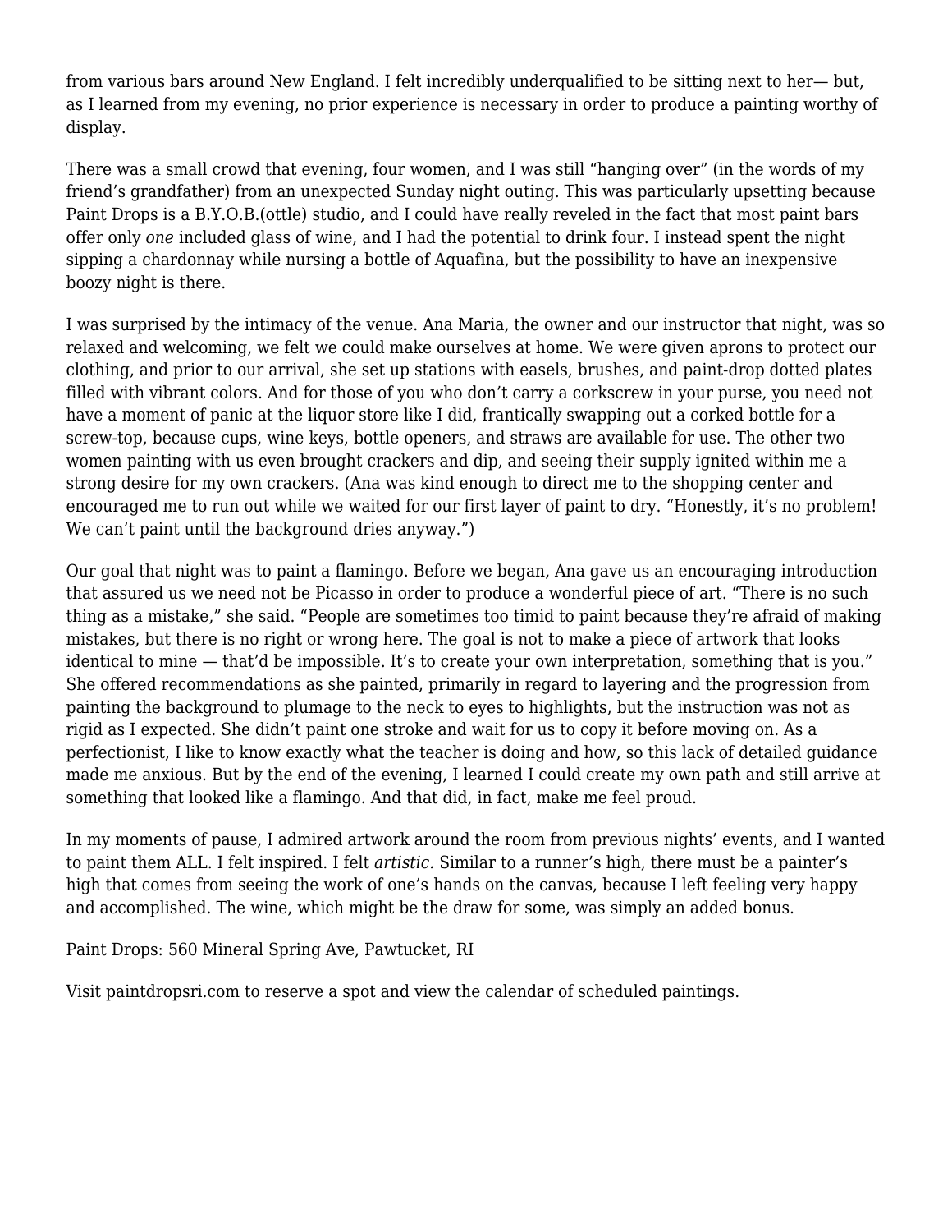from various bars around New England. I felt incredibly underqualified to be sitting next to her— but, as I learned from my evening, no prior experience is necessary in order to produce a painting worthy of display.

There was a small crowd that evening, four women, and I was still "hanging over" (in the words of my friend's grandfather) from an unexpected Sunday night outing. This was particularly upsetting because Paint Drops is a B.Y.O.B.(ottle) studio, and I could have really reveled in the fact that most paint bars offer only *one* included glass of wine, and I had the potential to drink four. I instead spent the night sipping a chardonnay while nursing a bottle of Aquafina, but the possibility to have an inexpensive boozy night is there.

I was surprised by the intimacy of the venue. Ana Maria, the owner and our instructor that night, was so relaxed and welcoming, we felt we could make ourselves at home. We were given aprons to protect our clothing, and prior to our arrival, she set up stations with easels, brushes, and paint-drop dotted plates filled with vibrant colors. And for those of you who don't carry a corkscrew in your purse, you need not have a moment of panic at the liquor store like I did, frantically swapping out a corked bottle for a screw-top, because cups, wine keys, bottle openers, and straws are available for use. The other two women painting with us even brought crackers and dip, and seeing their supply ignited within me a strong desire for my own crackers. (Ana was kind enough to direct me to the shopping center and encouraged me to run out while we waited for our first layer of paint to dry. "Honestly, it's no problem! We can't paint until the background dries anyway.")

Our goal that night was to paint a flamingo. Before we began, Ana gave us an encouraging introduction that assured us we need not be Picasso in order to produce a wonderful piece of art. "There is no such thing as a mistake," she said. "People are sometimes too timid to paint because they're afraid of making mistakes, but there is no right or wrong here. The goal is not to make a piece of artwork that looks identical to mine — that'd be impossible. It's to create your own interpretation, something that is you." She offered recommendations as she painted, primarily in regard to layering and the progression from painting the background to plumage to the neck to eyes to highlights, but the instruction was not as rigid as I expected. She didn't paint one stroke and wait for us to copy it before moving on. As a perfectionist, I like to know exactly what the teacher is doing and how, so this lack of detailed guidance made me anxious. But by the end of the evening, I learned I could create my own path and still arrive at something that looked like a flamingo. And that did, in fact, make me feel proud.

In my moments of pause, I admired artwork around the room from previous nights' events, and I wanted to paint them ALL. I felt inspired. I felt *artistic.* Similar to a runner's high, there must be a painter's high that comes from seeing the work of one's hands on the canvas, because I left feeling very happy and accomplished. The wine, which might be the draw for some, was simply an added bonus.

Paint Drops: 560 Mineral Spring Ave, Pawtucket, RI

Visit paintdropsri.com to reserve a spot and view the calendar of scheduled paintings.